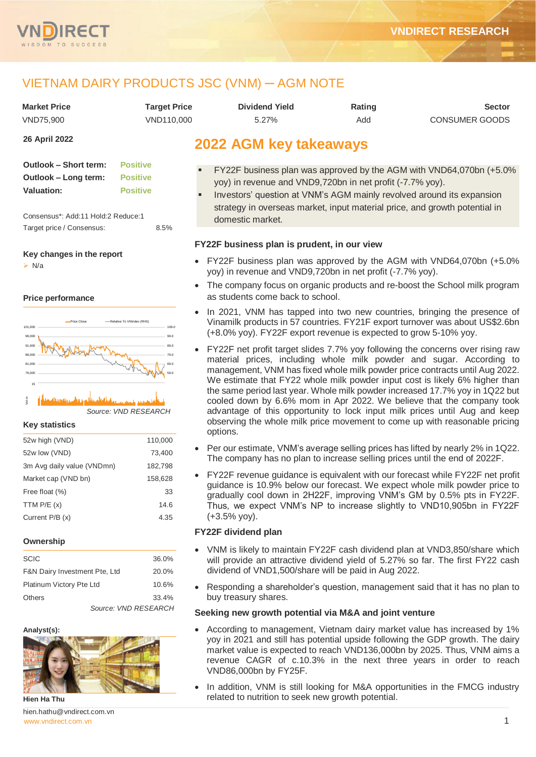# VIETNAM DAIRY PRODUCTS JSC (VNM) – AGM NOTE

| Market Price | Target Price | Dividend Yield | Rating | Sector |
|---|---|---|---|---|
| VND75,900 | VND110,000 | 5.27% | Add | CONSUMER GOODS |

**26 April 2022**

**Outlook – Short term:** Positive
**Outlook – Long term:** Positive
**Valuation:** Positive

Consensus*: Add:11 Hold:2 Reduce:1
Target price / Consensus: 8.5%

**Key changes in the report**

- N/a

**Price performance**

*Source: VND RESEARCH*

**Key statistics**

| | |
|---|---|
| 52w high (VND) | 110,000 |
| 52w low (VND) | 73,400 |
| 3m Avg daily value (VNDmn) | 182,798 |
| Market cap (VND bn) | 158,628 |
| Free float (%) | 33 |
| TTM P/E (x) | 14.6 |
| Current P/B (x) | 4.35 |

**Ownership**

| | |
|---|---|
| SCIC | 36.0% |
| F&N Dairy Investment Pte, Ltd | 20.0% |
| Platinum Victory Pte Ltd | 10.6% |
| Others | 33.4% |

*Source: VND RESEARCH*

**Analyst(s):**

**Hien Ha Thu**
hien.hathu@vndirect.com.vn

## 2022 AGM key takeaways

- FY22F business plan was approved by the AGM with VND64,070bn (+5.0% yoy) in revenue and VND9,720bn in net profit (-7.7% yoy).
- Investors' question at VNM's AGM mainly revolved around its expansion strategy in overseas market, input material price, and growth potential in domestic market.

### FY22F business plan is prudent, in our view

- FY22F business plan was approved by the AGM with VND64,070bn (+5.0% yoy) in revenue and VND9,720bn in net profit (-7.7% yoy).
- The company focus on organic products and re-boost the School milk program as students come back to school.
- In 2021, VNM has tapped into two new countries, bringing the presence of Vinamilk products in 57 countries. FY21F export turnover was about US$2.6bn (+8.0% yoy). FY22F export revenue is expected to grow 5-10% yoy.
- FY22F net profit target slides 7.7% yoy following the concerns over rising raw material prices, including whole milk powder and sugar. According to management, VNM has fixed whole milk powder price contracts until Aug 2022. We estimate that FY22 whole milk powder input cost is likely 6% higher than the same period last year. Whole milk powder increased 17.7% yoy in 1Q22 but cooled down by 6.6% mom in Apr 2022. We believe that the company took advantage of this opportunity to lock input milk prices until Aug and keep observing the whole milk price movement to come up with reasonable pricing options.
- Per our estimate, VNM's average selling prices has lifted by nearly 2% in 1Q22. The company has no plan to increase selling prices until the end of 2022F.
- FY22F revenue guidance is equivalent with our forecast while FY22F net profit guidance is 10.9% below our forecast. We expect whole milk powder price to gradually cool down in 2H22F, improving VNM's GM by 0.5% pts in FY22F. Thus, we expect VNM's NP to increase slightly to VND10,905bn in FY22F (+3.5% yoy).

### FY22F dividend plan

- VNM is likely to maintain FY22F cash dividend plan at VND3,850/share which will provide an attractive dividend yield of 5.27% so far. The first FY22 cash dividend of VND1,500/share will be paid in Aug 2022.
- Responding a shareholder's question, management said that it has no plan to buy treasury shares.

### Seeking new growth potential via M&A and joint venture

- According to management, Vietnam dairy market value has increased by 1% yoy in 2021 and still has potential upside following the GDP growth. The dairy market value is expected to reach VND136,000bn by 2025. Thus, VNM aims a revenue CAGR of c.10.3% in the next three years in order to reach VND86,000bn by FY25F.
- In addition, VNM is still looking for M&A opportunities in the FMCG industry related to nutrition to seek new growth potential.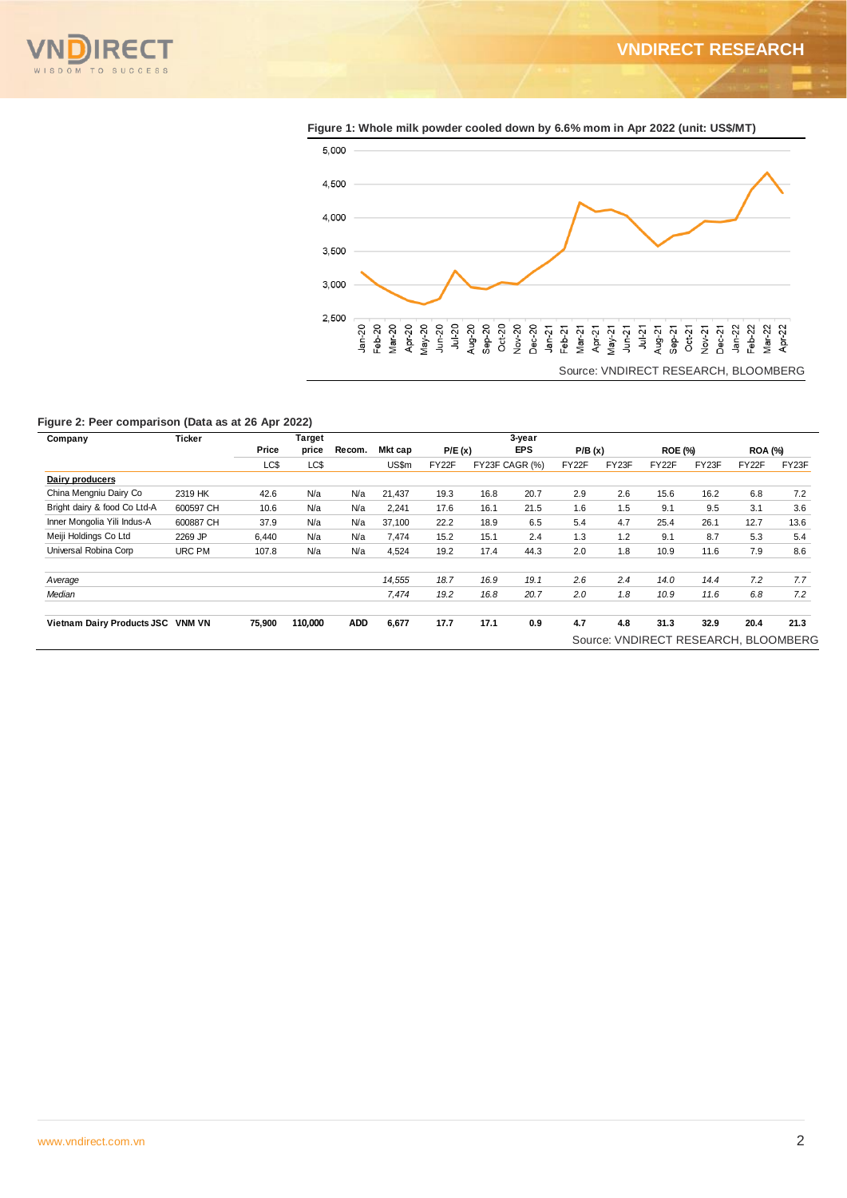**Figure 1: Whole milk powder cooled down by 6.6% mom in Apr 2022 (unit: US$/MT)**

Source: VNDIRECT RESEARCH, BLOOMBERG

**Figure 2: Peer comparison (Data as at 26 Apr 2022)**

| Company | Ticker | Price | Target price | Recom. | Mkt cap | P/E (x) | | 3-year EPS | P/B (x) | | ROE (%) | | ROA (%) | |
|---|---|---|---|---|---|---|---|---|---|---|---|---|---|---|
| | | LC$ | LC$ | | US$m | FY22F | FY23F | CAGR (%) | FY22F | FY23F | FY22F | FY23F | FY22F | FY23F |
| **Dairy producers** | | | | | | | | | | | | | | |
| China Mengniu Dairy Co | 2319 HK | 42.6 | N/a | N/a | 21,437 | 19.3 | 16.8 | 20.7 | 2.9 | 2.6 | 15.6 | 16.2 | 6.8 | 7.2 |
| Bright dairy & food Co Ltd-A | 600597 CH | 10.6 | N/a | N/a | 2,241 | 17.6 | 16.1 | 21.5 | 1.6 | 1.5 | 9.1 | 9.5 | 3.1 | 3.6 |
| Inner Mongolia Yili Indus-A | 600887 CH | 37.9 | N/a | N/a | 37,100 | 22.2 | 18.9 | 6.5 | 5.4 | 4.7 | 25.4 | 26.1 | 12.7 | 13.6 |
| Meiji Holdings Co Ltd | 2269 JP | 6,440 | N/a | N/a | 7,474 | 15.2 | 15.1 | 2.4 | 1.3 | 1.2 | 9.1 | 8.7 | 5.3 | 5.4 |
| Universal Robina Corp | URC PM | 107.8 | N/a | N/a | 4,524 | 19.2 | 17.4 | 44.3 | 2.0 | 1.8 | 10.9 | 11.6 | 7.9 | 8.6 |
| *Average* | | | | | *14,555* | *18.7* | *16.9* | *19.1* | *2.6* | *2.4* | *14.0* | *14.4* | *7.2* | *7.7* |
| *Median* | | | | | *7,474* | *19.2* | *16.8* | *20.7* | *2.0* | *1.8* | *10.9* | *11.6* | *6.8* | *7.2* |
| **Vietnam Dairy Products JSC** | **VNM VN** | **75,900** | **110,000** | **ADD** | **6,677** | **17.7** | **17.1** | **0.9** | **4.7** | **4.8** | **31.3** | **32.9** | **20.4** | **21.3** |

Source: VNDIRECT RESEARCH, BLOOMBERG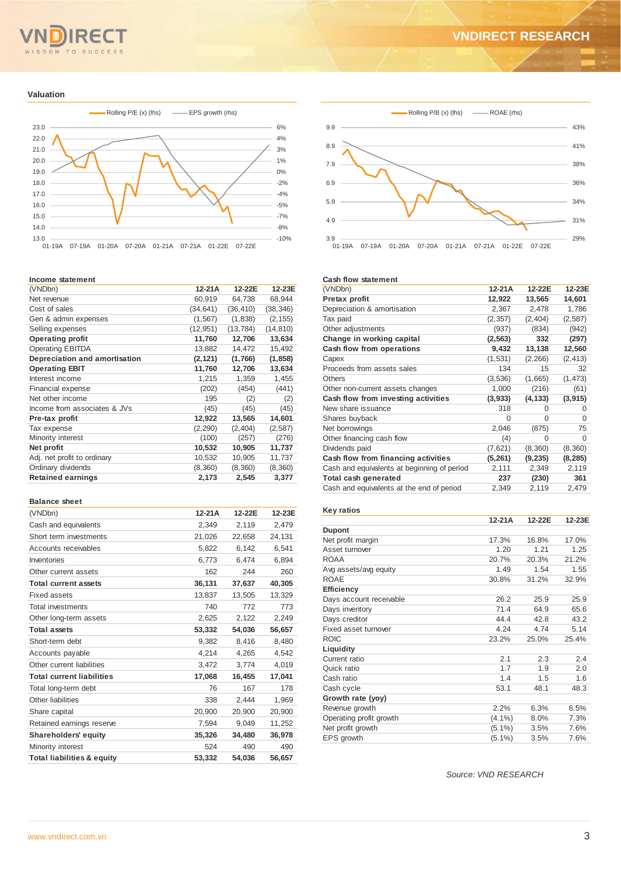## Valuation

Rolling P/E (x) (lhs) — EPS growth (rhs)

Rolling P/B (x) (lhs) — ROAE (rhs)

### Income statement

| (VNDbn) | 12-21A | 12-22E | 12-23E |
|---|---|---|---|
| Net revenue | 60,919 | 64,738 | 68,944 |
| Cost of sales | (34,641) | (36,410) | (38,346) |
| Gen & admin expenses | (1,567) | (1,838) | (2,155) |
| Selling expenses | (12,951) | (13,784) | (14,810) |
| **Operating profit** | **11,760** | **12,706** | **13,634** |
| Operating EBITDA | 13,882 | 14,472 | 15,492 |
| **Depreciation and amortisation** | **(2,121)** | **(1,766)** | **(1,858)** |
| **Operating EBIT** | **11,760** | **12,706** | **13,634** |
| Interest income | 1,215 | 1,359 | 1,455 |
| Financial expense | (202) | (454) | (441) |
| Net other income | 195 | (2) | (2) |
| Income from associates & JVs | (45) | (45) | (45) |
| **Pre-tax profit** | **12,922** | **13,565** | **14,601** |
| Tax expense | (2,290) | (2,404) | (2,587) |
| Minority interest | (100) | (257) | (276) |
| **Net profit** | **10,532** | **10,905** | **11,737** |
| Adj. net profit to ordinary | 10,532 | 10,905 | 11,737 |
| Ordinary dividends | (8,360) | (8,360) | (8,360) |
| **Retained earnings** | **2,173** | **2,545** | **3,377** |

### Balance sheet

| (VNDbn) | 12-21A | 12-22E | 12-23E |
|---|---|---|---|
| Cash and equivalents | 2,349 | 2,119 | 2,479 |
| Short term investments | 21,026 | 22,658 | 24,131 |
| Accounts receivables | 5,822 | 6,142 | 6,541 |
| Inventories | 6,773 | 6,474 | 6,894 |
| Other current assets | 162 | 244 | 260 |
| **Total current assets** | **36,131** | **37,637** | **40,305** |
| Fixed assets | 13,837 | 13,505 | 13,329 |
| Total investments | 740 | 772 | 773 |
| Other long-term assets | 2,625 | 2,122 | 2,249 |
| **Total assets** | **53,332** | **54,036** | **56,657** |
| Short-term debt | 9,382 | 8,416 | 8,480 |
| Accounts payable | 4,214 | 4,265 | 4,542 |
| Other current liabilities | 3,472 | 3,774 | 4,019 |
| **Total current liabilities** | **17,068** | **16,455** | **17,041** |
| Total long-term debt | 76 | 167 | 178 |
| Other liabilities | 338 | 2,444 | 1,969 |
| Share capital | 20,900 | 20,900 | 20,900 |
| Retained earnings reserve | 7,594 | 9,049 | 11,252 |
| **Shareholders' equity** | **35,326** | **34,480** | **36,978** |
| Minority interest | 524 | 490 | 490 |
| **Total liabilities & equity** | **53,332** | **54,036** | **56,657** |

### Cash flow statement

| (VNDbn) | 12-21A | 12-22E | 12-23E |
|---|---|---|---|
| **Pretax profit** | **12,922** | **13,565** | **14,601** |
| Depreciation & amortisation | 2,367 | 2,478 | 1,786 |
| Tax paid | (2,357) | (2,404) | (2,587) |
| Other adjustments | (937) | (834) | (942) |
| **Change in working capital** | **(2,563)** | **332** | **(297)** |
| **Cash flow from operations** | **9,432** | **13,138** | **12,560** |
| Capex | (1,531) | (2,266) | (2,413) |
| Proceeds from assets sales | 134 | 15 | 32 |
| Others | (3,536) | (1,665) | (1,473) |
| Other non-current assets changes | 1,000 | (216) | (61) |
| **Cash flow from investing activities** | **(3,933)** | **(4,133)** | **(3,915)** |
| New share issuance | 318 | 0 | 0 |
| Shares buyback | 0 | 0 | 0 |
| Net borrowings | 2,046 | (875) | 75 |
| Other financing cash flow | (4) | 0 | 0 |
| Dividends paid | (7,621) | (8,360) | (8,360) |
| **Cash flow from financing activities** | **(5,261)** | **(9,235)** | **(8,285)** |
| Cash and equivalents at beginning of period | 2,111 | 2,349 | 2,119 |
| **Total cash generated** | **237** | **(230)** | **361** |
| Cash and equivalents at the end of period | 2,349 | 2,119 | 2,479 |

### Key ratios

| | 12-21A | 12-22E | 12-23E |
|---|---|---|---|
| **Dupont** | | | |
| Net profit margin | 17.3% | 16.8% | 17.0% |
| Asset turnover | 1.20 | 1.21 | 1.25 |
| ROAA | 20.7% | 20.3% | 21.2% |
| Avg assets/avg equity | 1.49 | 1.54 | 1.55 |
| ROAE | 30.8% | 31.2% | 32.9% |
| **Efficiency** | | | |
| Days account receivable | 26.2 | 25.9 | 25.9 |
| Days inventory | 71.4 | 64.9 | 65.6 |
| Days creditor | 44.4 | 42.8 | 43.2 |
| Fixed asset turnover | 4.24 | 4.74 | 5.14 |
| ROIC | 23.2% | 25.0% | 25.4% |
| **Liquidity** | | | |
| Current ratio | 2.1 | 2.3 | 2.4 |
| Quick ratio | 1.7 | 1.9 | 2.0 |
| Cash ratio | 1.4 | 1.5 | 1.6 |
| Cash cycle | 53.1 | 48.1 | 48.3 |
| **Growth rate (yoy)** | | | |
| Revenue growth | 2.2% | 6.3% | 6.5% |
| Operating profit growth | (4.1%) | 8.0% | 7.3% |
| Net profit growth | (5.1%) | 3.5% | 7.6% |
| EPS growth | (5.1%) | 3.5% | 7.6% |

*Source: VND RESEARCH*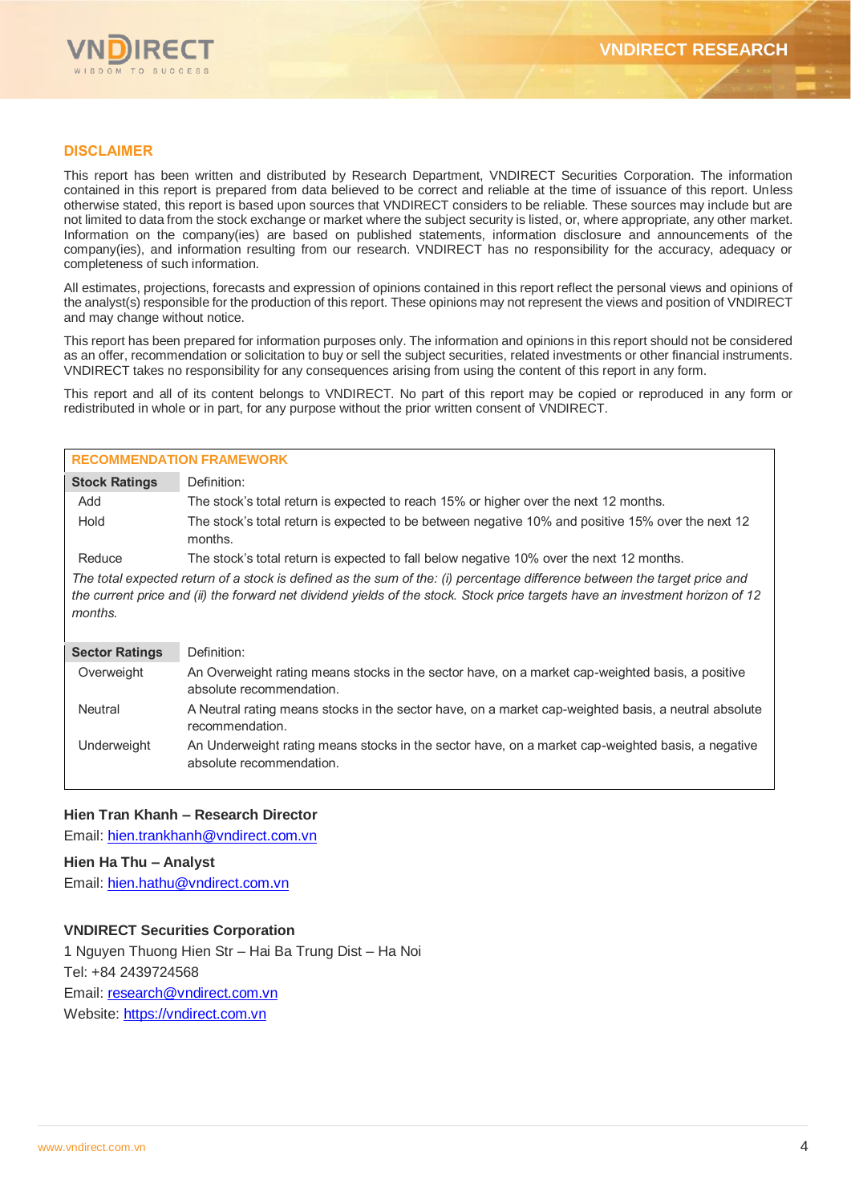## DISCLAIMER

This report has been written and distributed by Research Department, VNDIRECT Securities Corporation. The information contained in this report is prepared from data believed to be correct and reliable at the time of issuance of this report. Unless otherwise stated, this report is based upon sources that VNDIRECT considers to be reliable. These sources may include but are not limited to data from the stock exchange or market where the subject security is listed, or, where appropriate, any other market. Information on the company(ies) are based on published statements, information disclosure and announcements of the company(ies), and information resulting from our research. VNDIRECT has no responsibility for the accuracy, adequacy or completeness of such information.

All estimates, projections, forecasts and expression of opinions contained in this report reflect the personal views and opinions of the analyst(s) responsible for the production of this report. These opinions may not represent the views and position of VNDIRECT and may change without notice.

This report has been prepared for information purposes only. The information and opinions in this report should not be considered as an offer, recommendation or solicitation to buy or sell the subject securities, related investments or other financial instruments. VNDIRECT takes no responsibility for any consequences arising from using the content of this report in any form.

This report and all of its content belongs to VNDIRECT. No part of this report may be copied or reproduced in any form or redistributed in whole or in part, for any purpose without the prior written consent of VNDIRECT.

### RECOMMENDATION FRAMEWORK

| **Stock Ratings** | Definition: |
|---|---|
| Add | The stock's total return is expected to reach 15% or higher over the next 12 months. |
| Hold | The stock's total return is expected to be between negative 10% and positive 15% over the next 12 months. |
| Reduce | The stock's total return is expected to fall below negative 10% over the next 12 months. |

*The total expected return of a stock is defined as the sum of the: (i) percentage difference between the target price and the current price and (ii) the forward net dividend yields of the stock. Stock price targets have an investment horizon of 12 months.*

| **Sector Ratings** | Definition: |
|---|---|
| Overweight | An Overweight rating means stocks in the sector have, on a market cap-weighted basis, a positive absolute recommendation. |
| Neutral | A Neutral rating means stocks in the sector have, on a market cap-weighted basis, a neutral absolute recommendation. |
| Underweight | An Underweight rating means stocks in the sector have, on a market cap-weighted basis, a negative absolute recommendation. |

**Hien Tran Khanh – Research Director**
Email: hien.trankhanh@vndirect.com.vn

**Hien Ha Thu – Analyst**
Email: hien.hathu@vndirect.com.vn

**VNDIRECT Securities Corporation**
1 Nguyen Thuong Hien Str – Hai Ba Trung Dist – Ha Noi
Tel: +84 2439724568
Email: research@vndirect.com.vn
Website: https://vndirect.com.vn